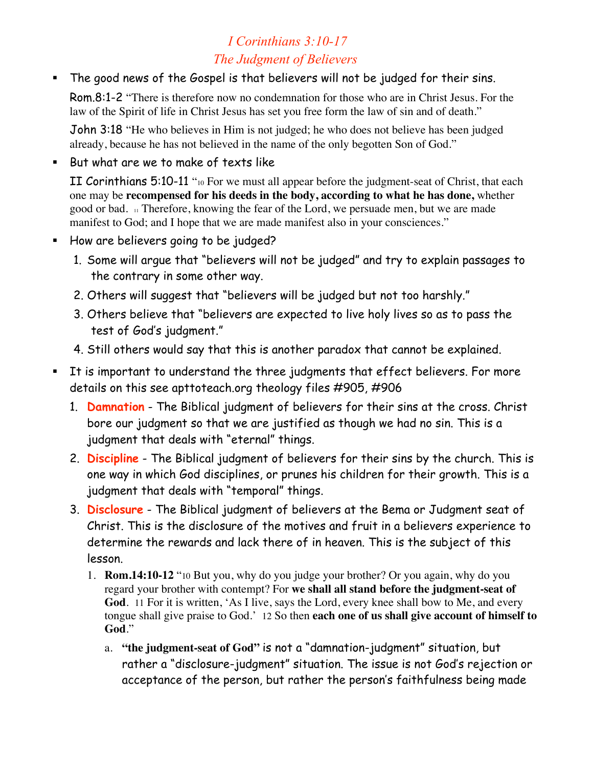# *I Corinthians 3:10-17*
## *The Judgment of Believers*

- The good news of the Gospel is that believers will not be judged for their sins.

  Rom.8:1-2 "There is therefore now no condemnation for those who are in Christ Jesus. For the law of the Spirit of life in Christ Jesus has set you free form the law of sin and of death."

  John 3:18 "He who believes in Him is not judged; he who does not believe has been judged already, because he has not believed in the name of the only begotten Son of God."

- But what are we to make of texts like

  II Corinthians 5:10-11 "10 For we must all appear before the judgment-seat of Christ, that each one may be **recompensed for his deeds in the body, according to what he has done,** whether good or bad. 11 Therefore, knowing the fear of the Lord, we persuade men, but we are made manifest to God; and I hope that we are made manifest also in your consciences."

- How are believers going to be judged?
  1. Some will argue that "believers will not be judged" and try to explain passages to the contrary in some other way.
  2. Others will suggest that "believers will be judged but not too harshly."
  3. Others believe that "believers are expected to live holy lives so as to pass the test of God's judgment."
  4. Still others would say that this is another paradox that cannot be explained.

- It is important to understand the three judgments that effect believers. For more details on this see apttoteach.org theology files #905, #906
  1. **Damnation** - The Biblical judgment of believers for their sins at the cross. Christ bore our judgment so that we are justified as though we had no sin. This is a judgment that deals with "eternal" things.
  2. **Discipline** - The Biblical judgment of believers for their sins by the church. This is one way in which God disciplines, or prunes his children for their growth. This is a judgment that deals with "temporal" things.
  3. **Disclosure** - The Biblical judgment of believers at the Bema or Judgment seat of Christ. This is the disclosure of the motives and fruit in a believers experience to determine the rewards and lack there of in heaven. This is the subject of this lesson.
     1. **Rom.14:10-12** "10 But you, why do you judge your brother? Or you again, why do you regard your brother with contempt? For **we shall all stand before the judgment-seat of God**. 11 For it is written, 'As I live, says the Lord, every knee shall bow to Me, and every tongue shall give praise to God.' 12 So then **each one of us shall give account of himself to God**."
        a. **"the judgment-seat of God"** is not a "damnation-judgment" situation, but rather a "disclosure-judgment" situation. The issue is not God's rejection or acceptance of the person, but rather the person's faithfulness being made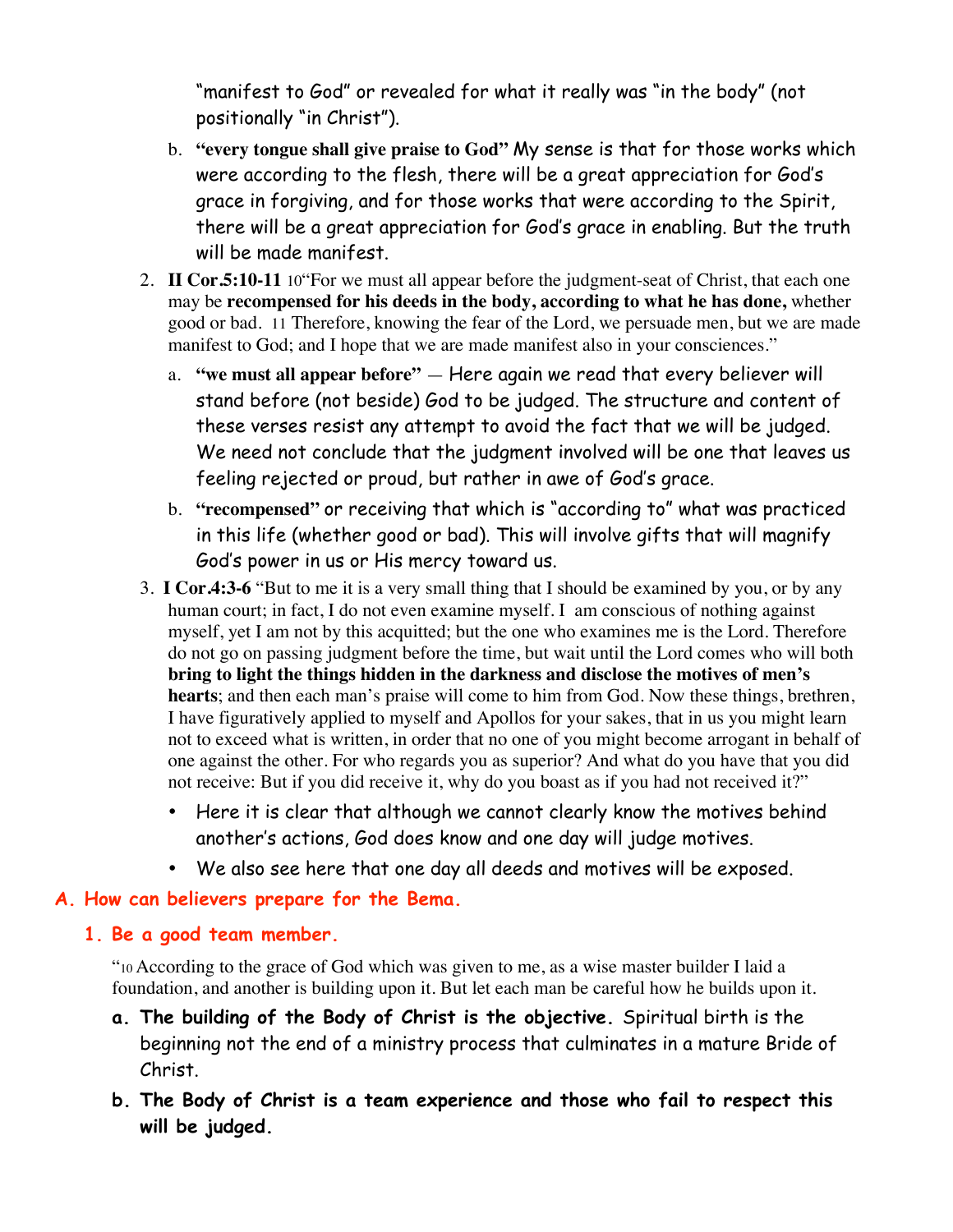"manifest to God" or revealed for what it really was "in the body" (not positionally "in Christ").

   b. **"every tongue shall give praise to God"** My sense is that for those works which were according to the flesh, there will be a great appreciation for God's grace in forgiving, and for those works that were according to the Spirit, there will be a great appreciation for God's grace in enabling. But the truth will be made manifest.

2. **II Cor.5:10-11** 10"For we must all appear before the judgment-seat of Christ, that each one may be **recompensed for his deeds in the body, according to what he has done,** whether good or bad. 11 Therefore, knowing the fear of the Lord, we persuade men, but we are made manifest to God; and I hope that we are made manifest also in your consciences."

   a. **"we must all appear before"** — Here again we read that every believer will stand before (not beside) God to be judged. The structure and content of these verses resist any attempt to avoid the fact that we will be judged. We need not conclude that the judgment involved will be one that leaves us feeling rejected or proud, but rather in awe of God's grace.

   b. **"recompensed"** or receiving that which is "according to" what was practiced in this life (whether good or bad). This will involve gifts that will magnify God's power in us or His mercy toward us.

3. **I Cor.4:3-6** "But to me it is a very small thing that I should be examined by you, or by any human court; in fact, I do not even examine myself. I am conscious of nothing against myself, yet I am not by this acquitted; but the one who examines me is the Lord. Therefore do not go on passing judgment before the time, but wait until the Lord comes who will both **bring to light the things hidden in the darkness and disclose the motives of men's hearts**; and then each man's praise will come to him from God. Now these things, brethren, I have figuratively applied to myself and Apollos for your sakes, that in us you might learn not to exceed what is written, in order that no one of you might become arrogant in behalf of one against the other. For who regards you as superior? And what do you have that you did not receive: But if you did receive it, why do you boast as if you had not received it?"

   - Here it is clear that although we cannot clearly know the motives behind another's actions, God does know and one day will judge motives.
   - We also see here that one day all deeds and motives will be exposed.

## A. How can believers prepare for the Bema.

### 1. Be a good team member.

"10 According to the grace of God which was given to me, as a wise master builder I laid a foundation, and another is building upon it. But let each man be careful how he builds upon it.

**a. The building of the Body of Christ is the objective.** Spiritual birth is the beginning not the end of a ministry process that culminates in a mature Bride of Christ.

**b. The Body of Christ is a team experience and those who fail to respect this will be judged.**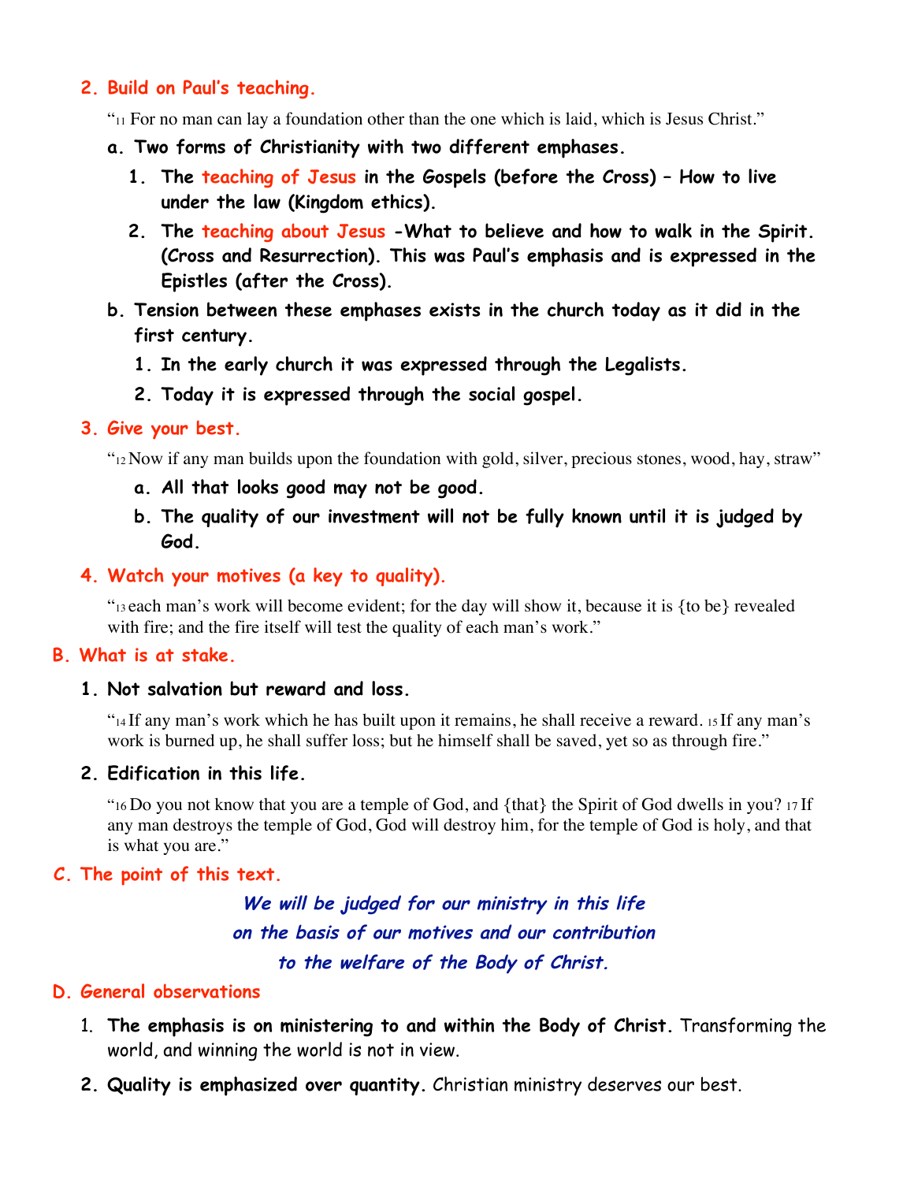2. **Build on Paul's teaching.**

   "11 For no man can lay a foundation other than the one which is laid, which is Jesus Christ."

   a. **Two forms of Christianity with two different emphases.**

      1. **The teaching of Jesus in the Gospels (before the Cross) – How to live under the law (Kingdom ethics).**
      2. **The teaching about Jesus -What to believe and how to walk in the Spirit. (Cross and Resurrection). This was Paul's emphasis and is expressed in the Epistles (after the Cross).**

   b. **Tension between these emphases exists in the church today as it did in the first century.**

      1. **In the early church it was expressed through the Legalists.**
      2. **Today it is expressed through the social gospel.**

3. **Give your best.**

   "12 Now if any man builds upon the foundation with gold, silver, precious stones, wood, hay, straw"

   a. **All that looks good may not be good.**

   b. **The quality of our investment will not be fully known until it is judged by God.**

4. **Watch your motives (a key to quality).**

   "13 each man's work will become evident; for the day will show it, because it is {to be} revealed with fire; and the fire itself will test the quality of each man's work."

## B. What is at stake.

1. **Not salvation but reward and loss.**

   "14 If any man's work which he has built upon it remains, he shall receive a reward. 15 If any man's work is burned up, he shall suffer loss; but he himself shall be saved, yet so as through fire."

2. **Edification in this life.**

   "16 Do you not know that you are a temple of God, and {that} the Spirit of God dwells in you? 17 If any man destroys the temple of God, God will destroy him, for the temple of God is holy, and that is what you are."

## C. The point of this text.

***We will be judged for our ministry in this life on the basis of our motives and our contribution to the welfare of the Body of Christ.***

## D. General observations

1. **The emphasis is on ministering to and within the Body of Christ.** Transforming the world, and winning the world is not in view.
2. **Quality is emphasized over quantity.** Christian ministry deserves our best.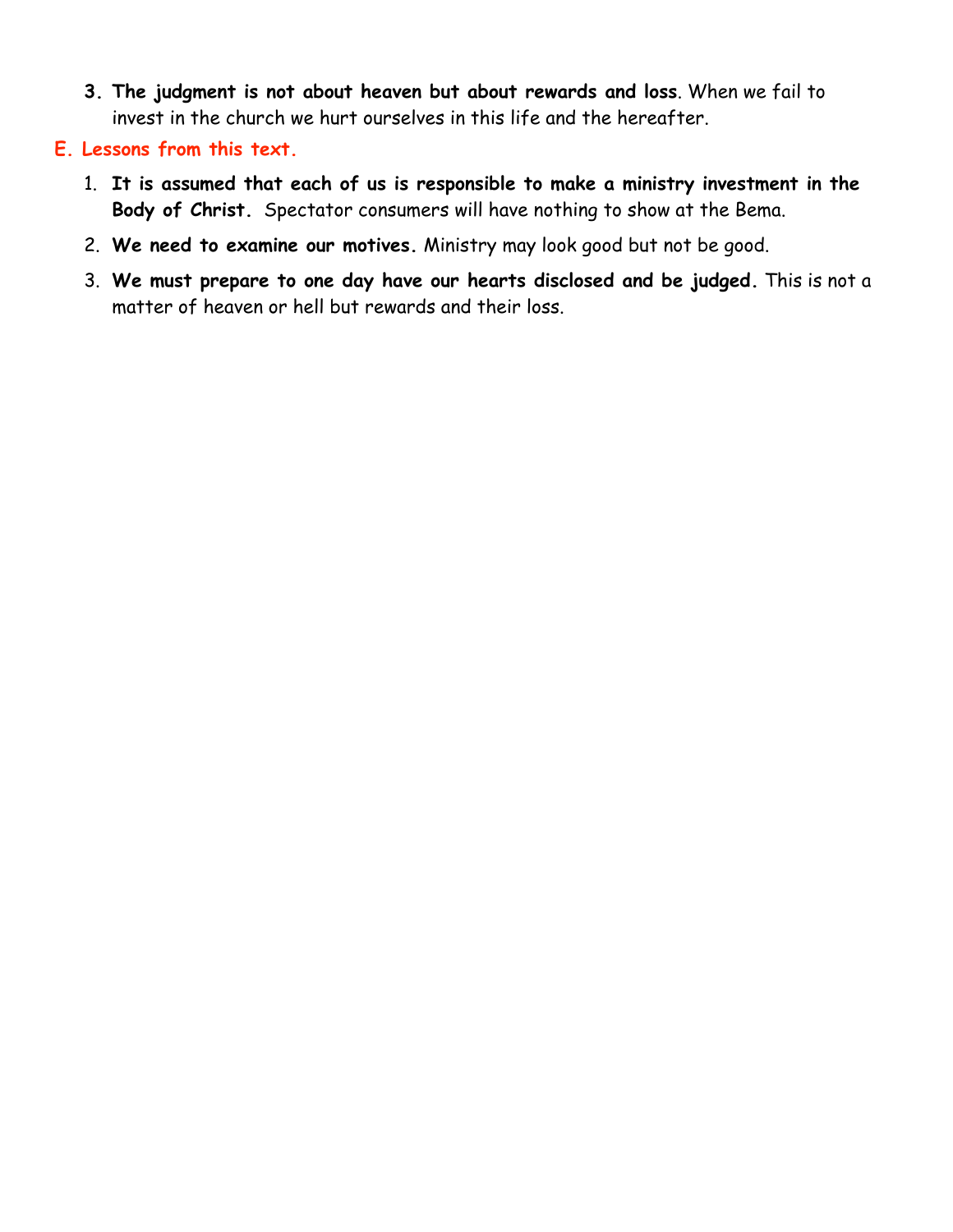3. **The judgment is not about heaven but about rewards and loss**. When we fail to invest in the church we hurt ourselves in this life and the hereafter.

## E. Lessons from this text.

1. **It is assumed that each of us is responsible to make a ministry investment in the Body of Christ.** Spectator consumers will have nothing to show at the Bema.
2. **We need to examine our motives.** Ministry may look good but not be good.
3. **We must prepare to one day have our hearts disclosed and be judged.** This is not a matter of heaven or hell but rewards and their loss.